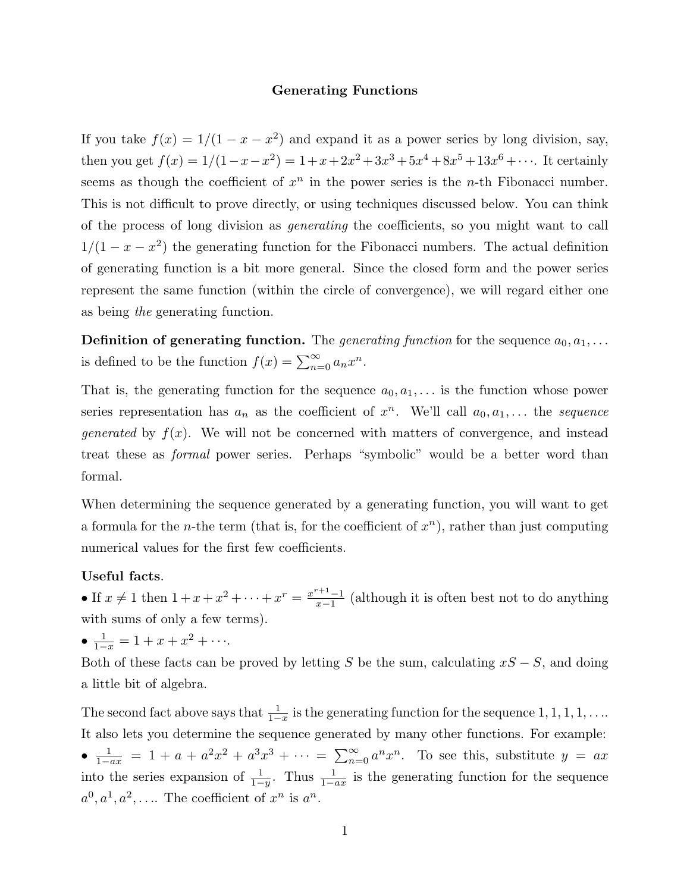# Generating Functions

If you take $f(x) = 1/(1-x-x^2)$ and expand it as a power series by long division, say, then you get $f(x) = 1/(1-x-x^2) = 1+x+2x^2+3x^3+5x^4+8x^5+13x^6+\cdots$. It certainly seems as though the coefficient of $x^n$ in the power series is the $n$-th Fibonacci number. This is not difficult to prove directly, or using techniques discussed below. You can think of the process of long division as *generating* the coefficients, so you might want to call $1/(1-x-x^2)$ the generating function for the Fibonacci numbers. The actual definition of generating function is a bit more general. Since the closed form and the power series represent the same function (within the circle of convergence), we will regard either one as being *the* generating function.

**Definition of generating function.** The *generating function* for the sequence $a_0, a_1, \ldots$ is defined to be the function $f(x) = \sum_{n=0}^{\infty} a_n x^n$.

That is, the generating function for the sequence $a_0, a_1, \ldots$ is the function whose power series representation has $a_n$ as the coefficient of $x^n$. We'll call $a_0, a_1, \ldots$ the *sequence generated* by $f(x)$. We will not be concerned with matters of convergence, and instead treat these as *formal* power series. Perhaps "symbolic" would be a better word than formal.

When determining the sequence generated by a generating function, you will want to get a formula for the $n$-the term (that is, for the coefficient of $x^n$), rather than just computing numerical values for the first few coefficients.

**Useful facts**.

- If $x \neq 1$ then $1+x+x^2+\cdots+x^r = \frac{x^{r+1}-1}{x-1}$ (although it is often best not to do anything with sums of only a few terms).
- $\frac{1}{1-x} = 1+x+x^2+\cdots$.

Both of these facts can be proved by letting $S$ be the sum, calculating $xS - S$, and doing a little bit of algebra.

The second fact above says that $\frac{1}{1-x}$ is the generating function for the sequence $1, 1, 1, 1, \ldots$. It also lets you determine the sequence generated by many other functions. For example:

- $\frac{1}{1-ax} = 1 + a + a^2x^2 + a^3x^3 + \cdots = \sum_{n=0}^{\infty} a^n x^n$. To see this, substitute $y = ax$ into the series expansion of $\frac{1}{1-y}$. Thus $\frac{1}{1-ax}$ is the generating function for the sequence $a^0, a^1, a^2, \ldots$. The coefficient of $x^n$ is $a^n$.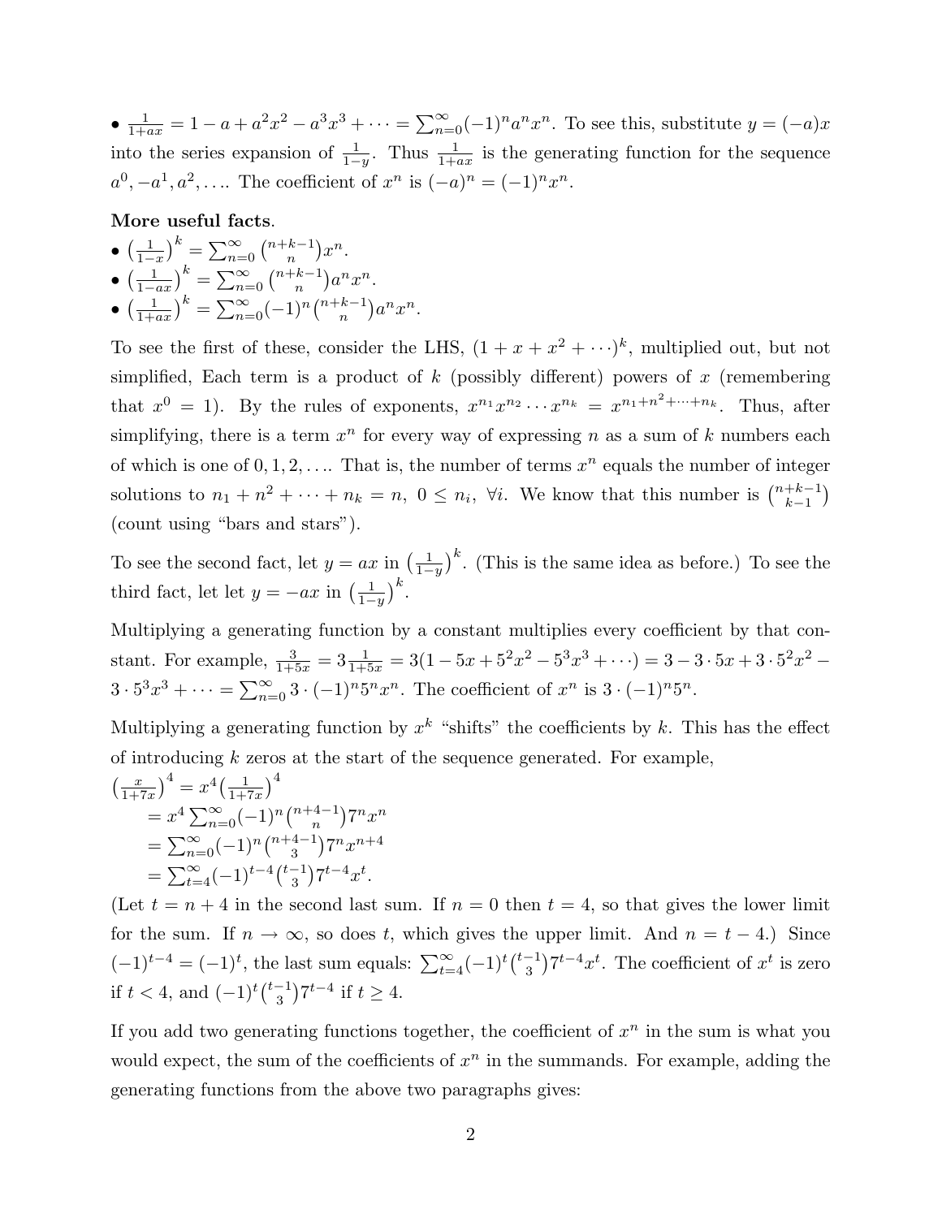- $\frac{1}{1+ax} = 1 - a + a^2x^2 - a^3x^3 + \cdots = \sum_{n=0}^{\infty}(-1)^n a^n x^n$. To see this, substitute $y = (-a)x$ into the series expansion of $\frac{1}{1-y}$. Thus $\frac{1}{1+ax}$ is the generating function for the sequence $a^0, -a^1, a^2, \ldots$. The coefficient of $x^n$ is $(-a)^n = (-1)^n x^n$.

**More useful facts**.

- $\left(\frac{1}{1-x}\right)^k = \sum_{n=0}^{\infty} \binom{n+k-1}{n} x^n$.
- $\left(\frac{1}{1-ax}\right)^k = \sum_{n=0}^{\infty} \binom{n+k-1}{n} a^n x^n$.
- $\left(\frac{1}{1+ax}\right)^k = \sum_{n=0}^{\infty}(-1)^n \binom{n+k-1}{n} a^n x^n$.

To see the first of these, consider the LHS, $(1 + x + x^2 + \cdots)^k$, multiplied out, but not simplified, Each term is a product of $k$ (possibly different) powers of $x$ (remembering that $x^0 = 1$). By the rules of exponents, $x^{n_1}x^{n_2}\cdots x^{n_k} = x^{n_1+n^2+\cdots+n_k}$. Thus, after simplifying, there is a term $x^n$ for every way of expressing $n$ as a sum of $k$ numbers each of which is one of $0, 1, 2, \ldots$. That is, the number of terms $x^n$ equals the number of integer solutions to $n_1 + n^2 + \cdots + n_k = n,\ 0 \le n_i,\ \forall i$. We know that this number is $\binom{n+k-1}{k-1}$ (count using "bars and stars").

To see the second fact, let $y = ax$ in $\left(\frac{1}{1-y}\right)^k$. (This is the same idea as before.) To see the third fact, let let $y = -ax$ in $\left(\frac{1}{1-y}\right)^k$.

Multiplying a generating function by a constant multiplies every coefficient by that constant. For example, $\frac{3}{1+5x} = 3\frac{1}{1+5x} = 3(1 - 5x + 5^2x^2 - 5^3x^3 + \cdots) = 3 - 3 \cdot 5x + 3 \cdot 5^2x^2 - 3 \cdot 5^3x^3 + \cdots = \sum_{n=0}^{\infty} 3 \cdot (-1)^n 5^n x^n$. The coefficient of $x^n$ is $3 \cdot (-1)^n 5^n$.

Multiplying a generating function by $x^k$ "shifts" the coefficients by $k$. This has the effect of introducing $k$ zeros at the start of the sequence generated. For example,

$$
\begin{aligned}
\left(\frac{x}{1+7x}\right)^4 &= x^4\left(\frac{1}{1+7x}\right)^4 \\
&= x^4 \sum_{n=0}^{\infty}(-1)^n \binom{n+4-1}{n} 7^n x^n \\
&= \sum_{n=0}^{\infty}(-1)^n \binom{n+4-1}{3} 7^n x^{n+4} \\
&= \sum_{t=4}^{\infty}(-1)^{t-4} \binom{t-1}{3} 7^{t-4} x^t.
\end{aligned}
$$

(Let $t = n + 4$ in the second last sum. If $n = 0$ then $t = 4$, so that gives the lower limit for the sum. If $n \to \infty$, so does $t$, which gives the upper limit. And $n = t - 4$.) Since $(-1)^{t-4} = (-1)^t$, the last sum equals: $\sum_{t=4}^{\infty}(-1)^t \binom{t-1}{3} 7^{t-4} x^t$. The coefficient of $x^t$ is zero if $t < 4$, and $(-1)^t \binom{t-1}{3} 7^{t-4}$ if $t \ge 4$.

If you add two generating functions together, the coefficient of $x^n$ in the sum is what you would expect, the sum of the coefficients of $x^n$ in the summands. For example, adding the generating functions from the above two paragraphs gives: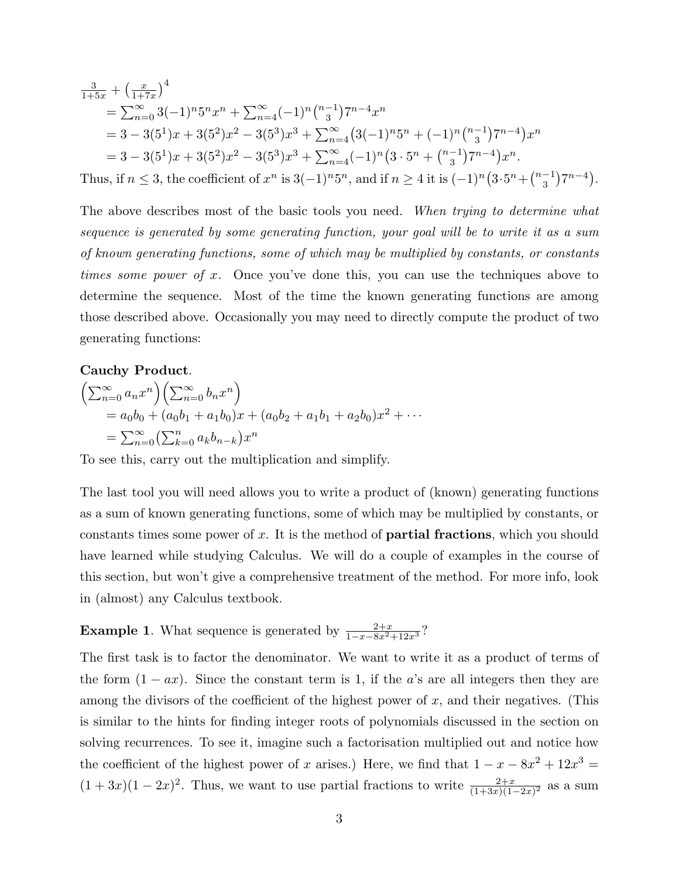$$
\begin{aligned}
&\tfrac{3}{1+5x} + \left(\tfrac{x}{1+7x}\right)^4 \\
&\quad = \textstyle\sum_{n=0}^{\infty} 3(-1)^n 5^n x^n + \sum_{n=4}^{\infty} (-1)^n \binom{n-1}{3} 7^{n-4} x^n \\
&\quad = 3 - 3(5^1)x + 3(5^2)x^2 - 3(5^3)x^3 + \textstyle\sum_{n=4}^{\infty} \big(3(-1)^n 5^n + (-1)^n \binom{n-1}{3} 7^{n-4}\big) x^n \\
&\quad = 3 - 3(5^1)x + 3(5^2)x^2 - 3(5^3)x^3 + \textstyle\sum_{n=4}^{\infty} (-1)^n \big(3 \cdot 5^n + \binom{n-1}{3} 7^{n-4}\big) x^n.
\end{aligned}
$$

Thus, if $n \leq 3$, the coefficient of $x^n$ is $3(-1)^n 5^n$, and if $n \geq 4$ it is $(-1)^n\big(3\cdot 5^n + \binom{n-1}{3} 7^{n-4}\big)$.

The above describes most of the basic tools you need. *When trying to determine what sequence is generated by some generating function, your goal will be to write it as a sum of known generating functions, some of which may be multiplied by constants, or constants times some power of $x$.* Once you've done this, you can use the techniques above to determine the sequence. Most of the time the known generating functions are among those described above. Occasionally you may need to directly compute the product of two generating functions:

**Cauchy Product**.

$$
\begin{aligned}
&\Big(\textstyle\sum_{n=0}^{\infty} a_n x^n\Big)\Big(\sum_{n=0}^{\infty} b_n x^n\Big) \\
&\quad = a_0 b_0 + (a_0 b_1 + a_1 b_0)x + (a_0 b_2 + a_1 b_1 + a_2 b_0)x^2 + \cdots \\
&\quad = \textstyle\sum_{n=0}^{\infty} \big(\sum_{k=0}^{n} a_k b_{n-k}\big) x^n
\end{aligned}
$$

To see this, carry out the multiplication and simplify.

The last tool you will need allows you to write a product of (known) generating functions as a sum of known generating functions, some of which may be multiplied by constants, or constants times some power of $x$. It is the method of **partial fractions**, which you should have learned while studying Calculus. We will do a couple of examples in the course of this section, but won't give a comprehensive treatment of the method. For more info, look in (almost) any Calculus textbook.

**Example 1**. What sequence is generated by $\frac{2+x}{1-x-8x^2+12x^3}$?

The first task is to factor the denominator. We want to write it as a product of terms of the form $(1 - ax)$. Since the constant term is 1, if the $a$'s are all integers then they are among the divisors of the coefficient of the highest power of $x$, and their negatives. (This is similar to the hints for finding integer roots of polynomials discussed in the section on solving recurrences. To see it, imagine such a factorisation multiplied out and notice how the coefficient of the highest power of $x$ arises.) Here, we find that $1 - x - 8x^2 + 12x^3 = (1 + 3x)(1 - 2x)^2$. Thus, we want to use partial fractions to write $\frac{2+x}{(1+3x)(1-2x)^2}$ as a sum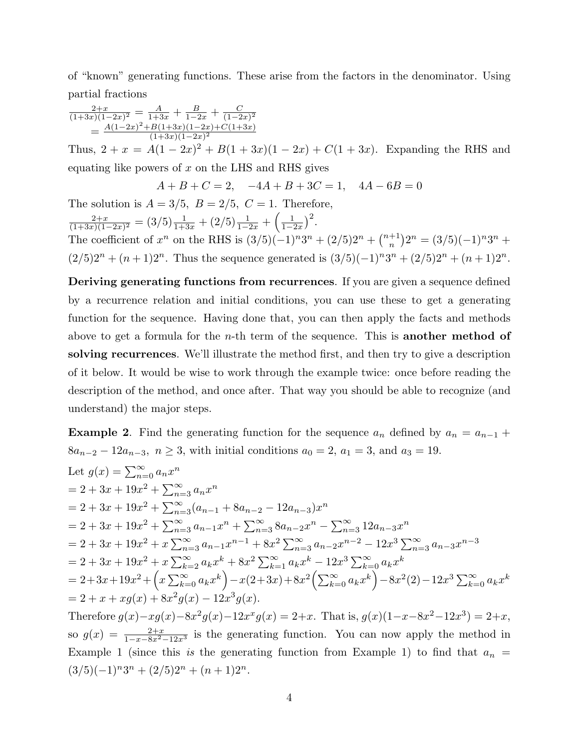of "known" generating functions. These arise from the factors in the denominator. Using partial fractions

$$\frac{2+x}{(1+3x)(1-2x)^2} = \frac{A}{1+3x} + \frac{B}{1-2x} + \frac{C}{(1-2x)^2}$$
$$= \frac{A(1-2x)^2 + B(1+3x)(1-2x) + C(1+3x)}{(1+3x)(1-2x)^2}$$

Thus, $2 + x = A(1-2x)^2 + B(1+3x)(1-2x) + C(1+3x)$. Expanding the RHS and equating like powers of $x$ on the LHS and RHS gives

$$A + B + C = 2, \quad -4A + B + 3C = 1, \quad 4A - 6B = 0$$

The solution is $A = 3/5,\ B = 2/5,\ C = 1$. Therefore,

$$\frac{2+x}{(1+3x)(1-2x)^2} = (3/5)\frac{1}{1+3x} + (2/5)\frac{1}{1-2x} + \left(\frac{1}{1-2x}\right)^2.$$

The coefficient of $x^n$ on the RHS is $(3/5)(-1)^n 3^n + (2/5)2^n + \binom{n+1}{n}2^n = (3/5)(-1)^n 3^n + (2/5)2^n + (n+1)2^n$. Thus the sequence generated is $(3/5)(-1)^n 3^n + (2/5)2^n + (n+1)2^n$.

**Deriving generating functions from recurrences**. If you are given a sequence defined by a recurrence relation and initial conditions, you can use these to get a generating function for the sequence. Having done that, you can then apply the facts and methods above to get a formula for the $n$-th term of the sequence. This is **another method of solving recurrences**. We'll illustrate the method first, and then try to give a description of it below. It would be wise to work through the example twice: once before reading the description of the method, and once after. That way you should be able to recognize (and understand) the major steps.

**Example 2**. Find the generating function for the sequence $a_n$ defined by $a_n = a_{n-1} + 8a_{n-2} - 12a_{n-3},\ n \geq 3$, with initial conditions $a_0 = 2,\ a_1 = 3$, and $a_3 = 19$.

Let $g(x) = \sum_{n=0}^{\infty} a_n x^n$

$= 2 + 3x + 19x^2 + \sum_{n=3}^{\infty} a_n x^n$

$= 2 + 3x + 19x^2 + \sum_{n=3}^{\infty}(a_{n-1} + 8a_{n-2} - 12a_{n-3})x^n$

$= 2 + 3x + 19x^2 + \sum_{n=3}^{\infty} a_{n-1}x^n + \sum_{n=3}^{\infty} 8a_{n-2}x^n - \sum_{n=3}^{\infty} 12a_{n-3}x^n$

$= 2 + 3x + 19x^2 + x\sum_{n=3}^{\infty} a_{n-1}x^{n-1} + 8x^2\sum_{n=3}^{\infty} a_{n-2}x^{n-2} - 12x^3\sum_{n=3}^{\infty} a_{n-3}x^{n-3}$

$= 2 + 3x + 19x^2 + x\sum_{k=2}^{\infty} a_k x^k + 8x^2\sum_{k=1}^{\infty} a_k x^k - 12x^3\sum_{k=0}^{\infty} a_k x^k$

$= 2 + 3x + 19x^2 + \left(x\sum_{k=0}^{\infty} a_k x^k\right) - x(2+3x) + 8x^2\left(\sum_{k=0}^{\infty} a_k x^k\right) - 8x^2(2) - 12x^3\sum_{k=0}^{\infty} a_k x^k$

$= 2 + x + xg(x) + 8x^2 g(x) - 12x^3 g(x)$.

Therefore $g(x) - xg(x) - 8x^2 g(x) - 12x^x g(x) = 2 + x$. That is, $g(x)(1 - x - 8x^2 - 12x^3) = 2 + x$, so $g(x) = \frac{2+x}{1-x-8x^2-12x^3}$ is the generating function. You can now apply the method in Example 1 (since this *is* the generating function from Example 1) to find that $a_n = (3/5)(-1)^n 3^n + (2/5)2^n + (n+1)2^n$.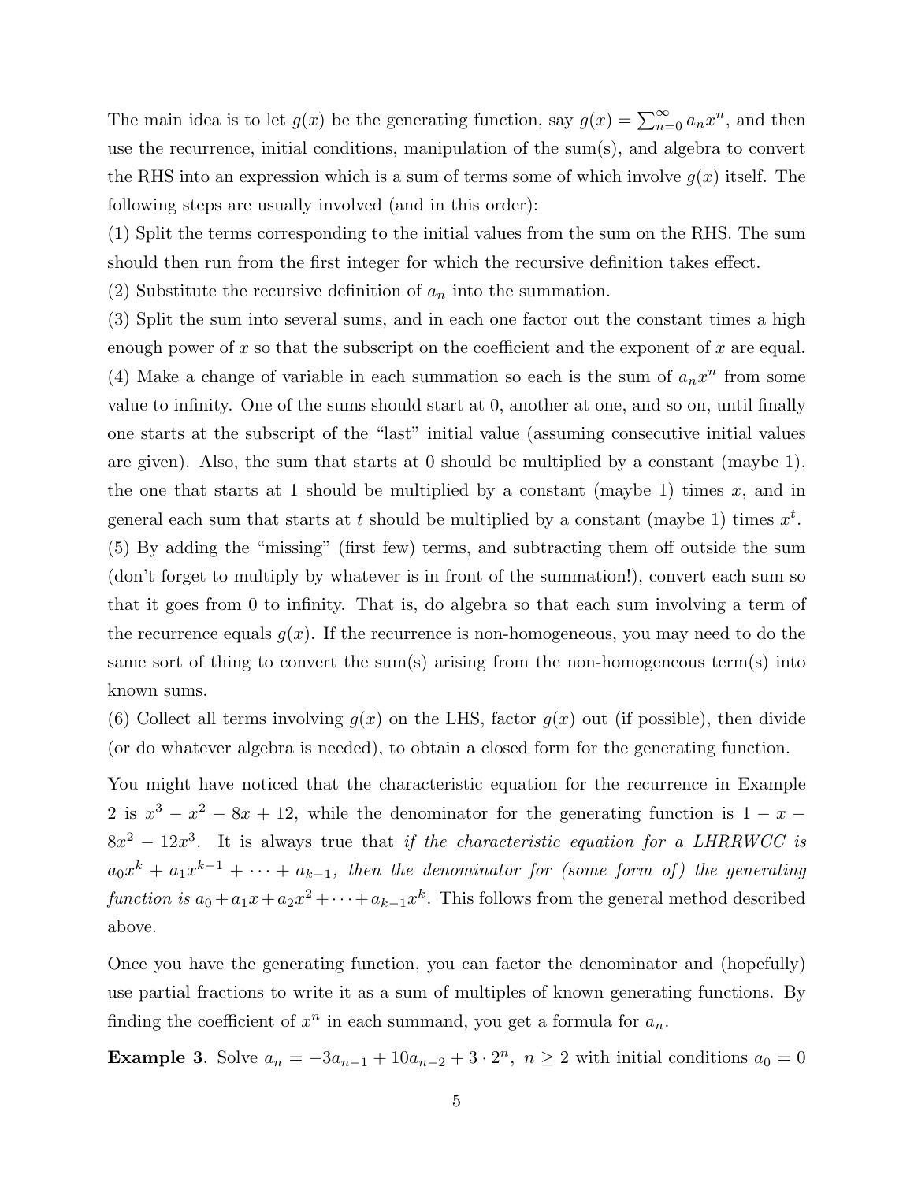The main idea is to let $g(x)$ be the generating function, say $g(x) = \sum_{n=0}^{\infty} a_n x^n$, and then use the recurrence, initial conditions, manipulation of the sum(s), and algebra to convert the RHS into an expression which is a sum of terms some of which involve $g(x)$ itself. The following steps are usually involved (and in this order):

(1) Split the terms corresponding to the initial values from the sum on the RHS. The sum should then run from the first integer for which the recursive definition takes effect.

(2) Substitute the recursive definition of $a_n$ into the summation.

(3) Split the sum into several sums, and in each one factor out the constant times a high enough power of $x$ so that the subscript on the coefficient and the exponent of $x$ are equal.

(4) Make a change of variable in each summation so each is the sum of $a_n x^n$ from some value to infinity. One of the sums should start at 0, another at one, and so on, until finally one starts at the subscript of the "last" initial value (assuming consecutive initial values are given). Also, the sum that starts at 0 should be multiplied by a constant (maybe 1), the one that starts at 1 should be multiplied by a constant (maybe 1) times $x$, and in general each sum that starts at $t$ should be multiplied by a constant (maybe 1) times $x^t$.

(5) By adding the "missing" (first few) terms, and subtracting them off outside the sum (don't forget to multiply by whatever is in front of the summation!), convert each sum so that it goes from 0 to infinity. That is, do algebra so that each sum involving a term of the recurrence equals $g(x)$. If the recurrence is non-homogeneous, you may need to do the same sort of thing to convert the sum(s) arising from the non-homogeneous term(s) into known sums.

(6) Collect all terms involving $g(x)$ on the LHS, factor $g(x)$ out (if possible), then divide (or do whatever algebra is needed), to obtain a closed form for the generating function.

You might have noticed that the characteristic equation for the recurrence in Example 2 is $x^3 - x^2 - 8x + 12$, while the denominator for the generating function is $1 - x - 8x^2 - 12x^3$. It is always true that *if the characteristic equation for a LHRRWCC is* $a_0 x^k + a_1 x^{k-1} + \cdots + a_{k-1}$*, then the denominator for (some form of) the generating function is* $a_0 + a_1 x + a_2 x^2 + \cdots + a_{k-1} x^k$. This follows from the general method described above.

Once you have the generating function, you can factor the denominator and (hopefully) use partial fractions to write it as a sum of multiples of known generating functions. By finding the coefficient of $x^n$ in each summand, you get a formula for $a_n$.

**Example 3**. Solve $a_n = -3a_{n-1} + 10a_{n-2} + 3 \cdot 2^n,\ n \geq 2$ with initial conditions $a_0 = 0$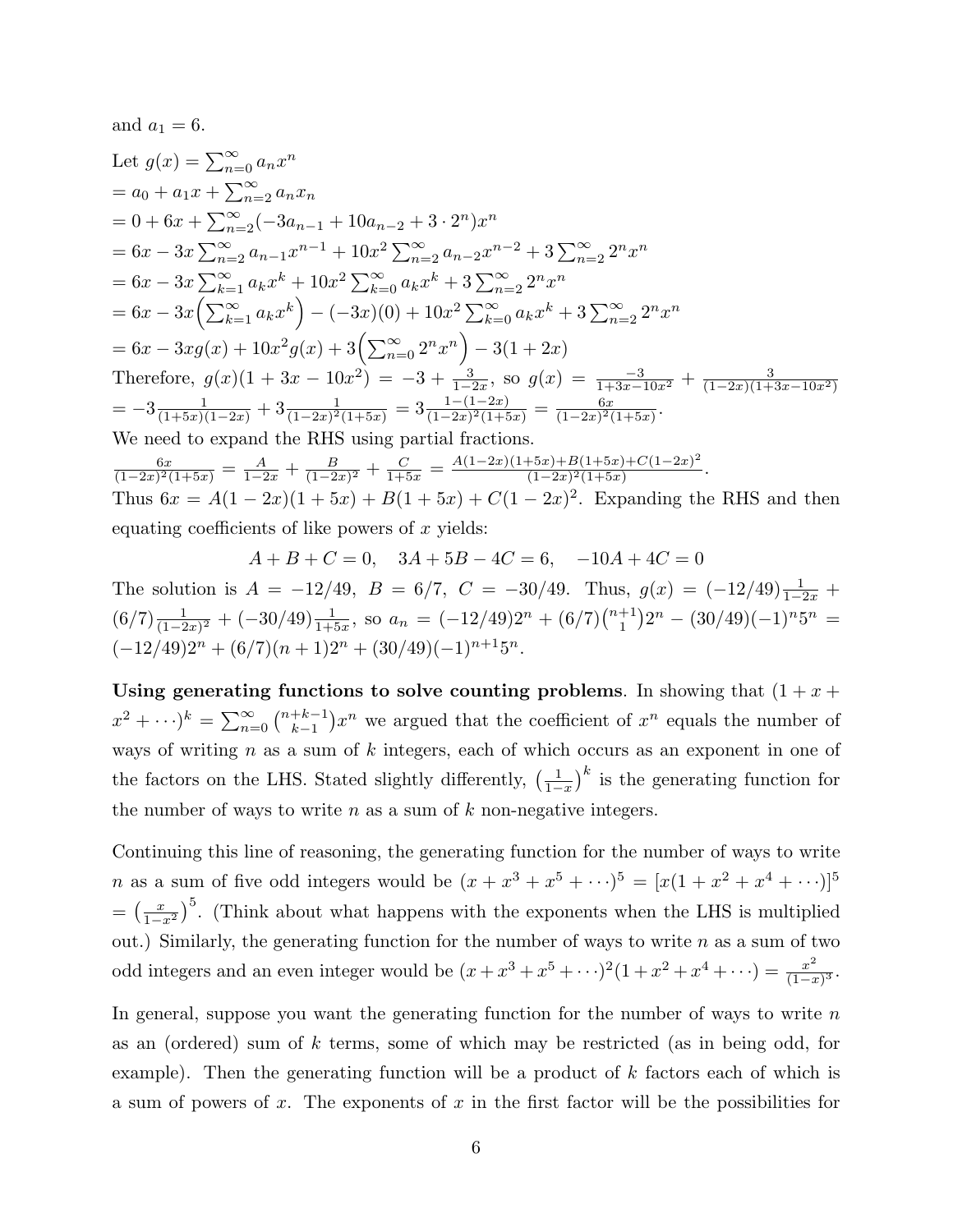and $a_1 = 6$.

Let $g(x) = \sum_{n=0}^{\infty} a_n x^n$
$= a_0 + a_1 x + \sum_{n=2}^{\infty} a_n x_n$
$= 0 + 6x + \sum_{n=2}^{\infty} (-3a_{n-1} + 10a_{n-2} + 3 \cdot 2^n) x^n$
$= 6x - 3x \sum_{n=2}^{\infty} a_{n-1} x^{n-1} + 10x^2 \sum_{n=2}^{\infty} a_{n-2} x^{n-2} + 3 \sum_{n=2}^{\infty} 2^n x^n$
$= 6x - 3x \sum_{k=1}^{\infty} a_k x^k + 10x^2 \sum_{k=0}^{\infty} a_k x^k + 3 \sum_{n=2}^{\infty} 2^n x^n$
$= 6x - 3x \Big( \sum_{k=1}^{\infty} a_k x^k \Big) - (-3x)(0) + 10x^2 \sum_{k=0}^{\infty} a_k x^k + 3 \sum_{n=2}^{\infty} 2^n x^n$
$= 6x - 3xg(x) + 10x^2 g(x) + 3 \Big( \sum_{n=0}^{\infty} 2^n x^n \Big) - 3(1 + 2x)$
Therefore, $g(x)(1 + 3x - 10x^2) = -3 + \frac{3}{1-2x}$, so $g(x) = \frac{-3}{1+3x-10x^2} + \frac{3}{(1-2x)(1+3x-10x^2)}$
$= -3\frac{1}{(1+5x)(1-2x)} + 3\frac{1}{(1-2x)^2(1+5x)} = 3\frac{1-(1-2x)}{(1-2x)^2(1+5x)} = \frac{6x}{(1-2x)^2(1+5x)}$.
We need to expand the RHS using partial fractions.
$\frac{6x}{(1-2x)^2(1+5x)} = \frac{A}{1-2x} + \frac{B}{(1-2x)^2} + \frac{C}{1+5x} = \frac{A(1-2x)(1+5x)+B(1+5x)+C(1-2x)^2}{(1-2x)^2(1+5x)}$.
Thus $6x = A(1-2x)(1+5x) + B(1+5x) + C(1-2x)^2$. Expanding the RHS and then equating coefficients of like powers of $x$ yields:

$$A + B + C = 0, \quad 3A + 5B - 4C = 6, \quad -10A + 4C = 0$$

The solution is $A = -12/49$, $B = 6/7$, $C = -30/49$. Thus, $g(x) = (-12/49)\frac{1}{1-2x} + (6/7)\frac{1}{(1-2x)^2} + (-30/49)\frac{1}{1+5x}$, so $a_n = (-12/49)2^n + (6/7)\binom{n+1}{1}2^n - (30/49)(-1)^n 5^n = (-12/49)2^n + (6/7)(n+1)2^n + (30/49)(-1)^{n+1}5^n$.

**Using generating functions to solve counting problems**. In showing that $(1 + x + x^2 + \cdots)^k = \sum_{n=0}^{\infty} \binom{n+k-1}{k-1} x^n$ we argued that the coefficient of $x^n$ equals the number of ways of writing $n$ as a sum of $k$ integers, each of which occurs as an exponent in one of the factors on the LHS. Stated slightly differently, $\left(\frac{1}{1-x}\right)^k$ is the generating function for the number of ways to write $n$ as a sum of $k$ non-negative integers.

Continuing this line of reasoning, the generating function for the number of ways to write $n$ as a sum of five odd integers would be $(x + x^3 + x^5 + \cdots)^5 = [x(1 + x^2 + x^4 + \cdots)]^5 = \left(\frac{x}{1-x^2}\right)^5$. (Think about what happens with the exponents when the LHS is multiplied out.) Similarly, the generating function for the number of ways to write $n$ as a sum of two odd integers and an even integer would be $(x + x^3 + x^5 + \cdots)^2(1 + x^2 + x^4 + \cdots) = \frac{x^2}{(1-x)^3}$.

In general, suppose you want the generating function for the number of ways to write $n$ as an (ordered) sum of $k$ terms, some of which may be restricted (as in being odd, for example). Then the generating function will be a product of $k$ factors each of which is a sum of powers of $x$. The exponents of $x$ in the first factor will be the possibilities for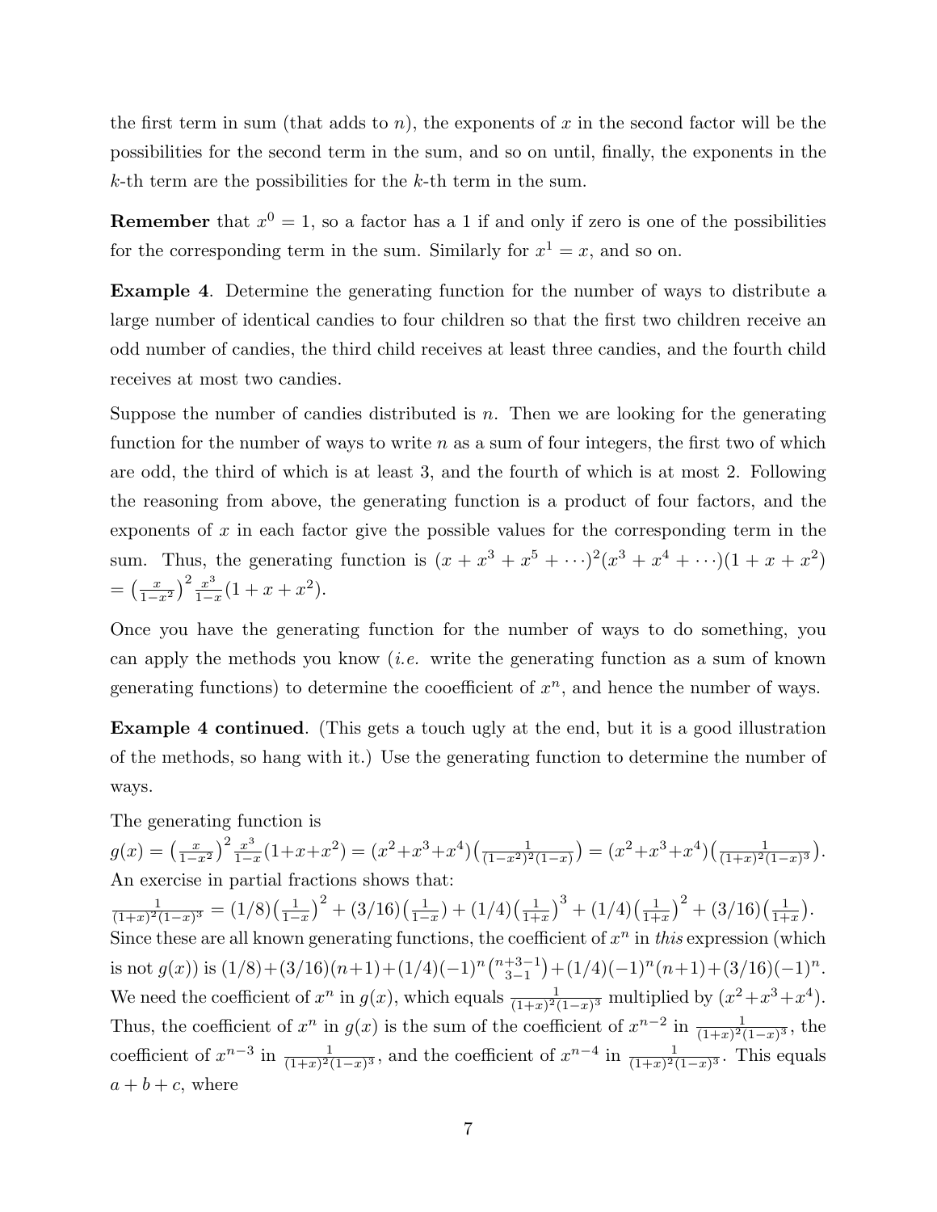the first term in sum (that adds to $n$), the exponents of $x$ in the second factor will be the possibilities for the second term in the sum, and so on until, finally, the exponents in the $k$-th term are the possibilities for the $k$-th term in the sum.

**Remember** that $x^0 = 1$, so a factor has a 1 if and only if zero is one of the possibilities for the corresponding term in the sum. Similarly for $x^1 = x$, and so on.

**Example 4**. Determine the generating function for the number of ways to distribute a large number of identical candies to four children so that the first two children receive an odd number of candies, the third child receives at least three candies, and the fourth child receives at most two candies.

Suppose the number of candies distributed is $n$. Then we are looking for the generating function for the number of ways to write $n$ as a sum of four integers, the first two of which are odd, the third of which is at least 3, and the fourth of which is at most 2. Following the reasoning from above, the generating function is a product of four factors, and the exponents of $x$ in each factor give the possible values for the corresponding term in the sum. Thus, the generating function is $(x + x^3 + x^5 + \cdots)^2(x^3 + x^4 + \cdots)(1 + x + x^2)$ $= \left(\frac{x}{1-x^2}\right)^2 \frac{x^3}{1-x}(1 + x + x^2)$.

Once you have the generating function for the number of ways to do something, you can apply the methods you know (*i.e.* write the generating function as a sum of known generating functions) to determine the cooefficient of $x^n$, and hence the number of ways.

**Example 4 continued**. (This gets a touch ugly at the end, but it is a good illustration of the methods, so hang with it.) Use the generating function to determine the number of ways.

The generating function is
$g(x) = \left(\frac{x}{1-x^2}\right)^2 \frac{x^3}{1-x}(1+x+x^2) = (x^2+x^3+x^4)\left(\frac{1}{(1-x^2)^2(1-x)}\right) = (x^2+x^3+x^4)\left(\frac{1}{(1+x)^2(1-x)^3}\right)$.
An exercise in partial fractions shows that:
$\frac{1}{(1+x)^2(1-x)^3} = (1/8)\left(\frac{1}{1-x}\right)^2 + (3/16)\left(\frac{1}{1-x}\right) + (1/4)\left(\frac{1}{1+x}\right)^3 + (1/4)\left(\frac{1}{1+x}\right)^2 + (3/16)\left(\frac{1}{1+x}\right)$.
Since these are all known generating functions, the coefficient of $x^n$ in *this* expression (which is not $g(x)$) is $(1/8)+(3/16)(n+1)+(1/4)(-1)^n\binom{n+3-1}{3-1}+(1/4)(-1)^n(n+1)+(3/16)(-1)^n$.
We need the coefficient of $x^n$ in $g(x)$, which equals $\frac{1}{(1+x)^2(1-x)^3}$ multiplied by $(x^2+x^3+x^4)$. Thus, the coefficient of $x^n$ in $g(x)$ is the sum of the coefficient of $x^{n-2}$ in $\frac{1}{(1+x)^2(1-x)^3}$, the coefficient of $x^{n-3}$ in $\frac{1}{(1+x)^2(1-x)^3}$, and the coefficient of $x^{n-4}$ in $\frac{1}{(1+x)^2(1-x)^3}$. This equals $a + b + c$, where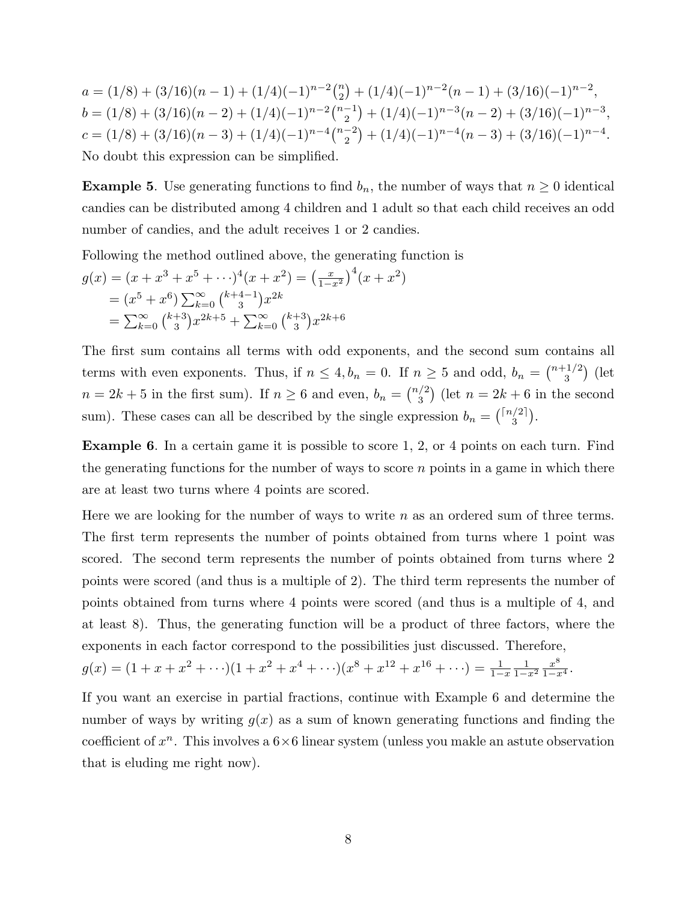$a = (1/8) + (3/16)(n-1) + (1/4)(-1)^{n-2}\binom{n}{2} + (1/4)(-1)^{n-2}(n-1) + (3/16)(-1)^{n-2}$,
$b = (1/8) + (3/16)(n-2) + (1/4)(-1)^{n-2}\binom{n-1}{2} + (1/4)(-1)^{n-3}(n-2) + (3/16)(-1)^{n-3}$,
$c = (1/8) + (3/16)(n-3) + (1/4)(-1)^{n-4}\binom{n-2}{2} + (1/4)(-1)^{n-4}(n-3) + (3/16)(-1)^{n-4}$.
No doubt this expression can be simplified.

**Example 5**. Use generating functions to find $b_n$, the number of ways that $n \geq 0$ identical candies can be distributed among 4 children and 1 adult so that each child receives an odd number of candies, and the adult receives 1 or 2 candies.

Following the method outlined above, the generating function is

$$
\begin{aligned}
g(x) &= (x + x^3 + x^5 + \cdots)^4(x + x^2) = \left(\tfrac{x}{1-x^2}\right)^4(x + x^2) \\
&= (x^5 + x^6)\sum_{k=0}^{\infty}\binom{k+4-1}{3}x^{2k} \\
&= \sum_{k=0}^{\infty}\binom{k+3}{3}x^{2k+5} + \sum_{k=0}^{\infty}\binom{k+3}{3}x^{2k+6}
\end{aligned}
$$

The first sum contains all terms with odd exponents, and the second sum contains all terms with even exponents. Thus, if $n \leq 4, b_n = 0$. If $n \geq 5$ and odd, $b_n = \binom{n+1/2}{3}$ (let $n = 2k+5$ in the first sum). If $n \geq 6$ and even, $b_n = \binom{n/2}{3}$ (let $n = 2k+6$ in the second sum). These cases can all be described by the single expression $b_n = \binom{\lceil n/2 \rceil}{3}$.

**Example 6**. In a certain game it is possible to score 1, 2, or 4 points on each turn. Find the generating functions for the number of ways to score $n$ points in a game in which there are at least two turns where 4 points are scored.

Here we are looking for the number of ways to write $n$ as an ordered sum of three terms. The first term represents the number of points obtained from turns where 1 point was scored. The second term represents the number of points obtained from turns where 2 points were scored (and thus is a multiple of 2). The third term represents the number of points obtained from turns where 4 points were scored (and thus is a multiple of 4, and at least 8). Thus, the generating function will be a product of three factors, where the exponents in each factor correspond to the possibilities just discussed. Therefore,

$g(x) = (1 + x + x^2 + \cdots)(1 + x^2 + x^4 + \cdots)(x^8 + x^{12} + x^{16} + \cdots) = \frac{1}{1-x}\frac{1}{1-x^2}\frac{x^8}{1-x^4}$.

If you want an exercise in partial fractions, continue with Example 6 and determine the number of ways by writing $g(x)$ as a sum of known generating functions and finding the coefficient of $x^n$. This involves a $6 \times 6$ linear system (unless you makle an astute observation that is eluding me right now).